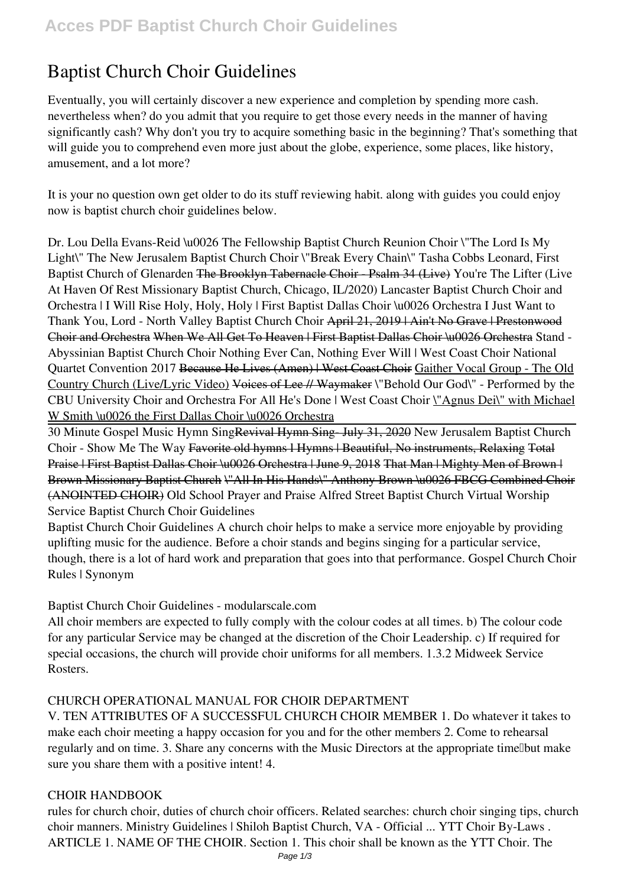# Baptist Church Choir Guidelines

Eventually, you will certainly discover a new experience and completion by spending more cash. nevertheless when? do you admit that you require to get those every needs in the manner of having significantly cash? Why don't you try to acquire something basic in the beginning? That's something that will guide you to comprehend even more just about the globe, experience, some places, like history, amusement, and a lot more?

It is your no question own get older to do its stuff reviewing habit. along with guides you could enjoy now is baptist church choir guidelines below.

*Dr. Lou Della Evans-Reid \u0026 The Fellowship Baptist Church Reunion Choir \"The Lord Is My Light\" The New Jerusalem Baptist Church Choir \"Break Every Chain\" Tasha Cobbs Leonard, First Baptist Church of Glenarden* ~~The Brooklyn Tabernacle Choir - Psalm 34 (Live)~~ *You're The Lifter (Live At Haven Of Rest Missionary Baptist Church, Chicago, IL/2020) Lancaster Baptist Church Choir and Orchestra | I Will Rise Holy, Holy, Holy | First Baptist Dallas Choir \u0026 Orchestra I Just Want to Thank You, Lord - North Valley Baptist Church Choir* ~~April 21, 2019 | Ain't No Grave | Prestonwood Choir and Orchestra~~ ~~When We All Get To Heaven | First Baptist Dallas Choir \u0026 Orchestra~~ *Stand - Abyssinian Baptist Church Choir Nothing Ever Can, Nothing Ever Will | West Coast Choir National Quartet Convention 2017* ~~Because He Lives (Amen) | West Coast Choir~~ Gaither Vocal Group - The Old Country Church (Live/Lyric Video) ~~Voices of Lee // Waymaker~~ *\"Behold Our God\" - Performed by the CBU University Choir and Orchestra For All He's Done | West Coast Choir* \"Agnus Dei\" with Michael W Smith \u0026 the First Dallas Choir \u0026 Orchestra

30 Minute Gospel Music Hymn Sing~~Revival Hymn Sing- July 31, 2020~~ *New Jerusalem Baptist Church Choir - Show Me The Way* ~~Favorite old hymns l Hymns | Beautiful, No instruments, Relaxing~~ ~~Total Praise | First Baptist Dallas Choir \u0026 Orchestra | June 9, 2018~~ ~~That Man | Mighty Men of Brown | Brown Missionary Baptist Church~~ ~~\"All In His Hands\" Anthony Brown \u0026 FBCG Combined Choir (ANOINTED CHOIR)~~ *Old School Prayer and Praise Alfred Street Baptist Church Virtual Worship Service Baptist Church Choir Guidelines*

Baptist Church Choir Guidelines A church choir helps to make a service more enjoyable by providing uplifting music for the audience. Before a choir stands and begins singing for a particular service, though, there is a lot of hard work and preparation that goes into that performance. Gospel Church Choir Rules | Synonym

## Baptist Church Choir Guidelines - modularscale.com

All choir members are expected to fully comply with the colour codes at all times. b) The colour code for any particular Service may be changed at the discretion of the Choir Leadership. c) If required for special occasions, the church will provide choir uniforms for all members. 1.3.2 Midweek Service Rosters.

## CHURCH OPERATIONAL MANUAL FOR CHOIR DEPARTMENT

V. TEN ATTRIBUTES OF A SUCCESSFUL CHURCH CHOIR MEMBER 1. Do whatever it takes to make each choir meeting a happy occasion for you and for the other members 2. Come to rehearsal regularly and on time. 3. Share any concerns with the Music Directors at the appropriate time—but make sure you share them with a positive intent! 4.

## CHOIR HANDBOOK

rules for church choir, duties of church choir officers. Related searches: church choir singing tips, church choir manners. Ministry Guidelines | Shiloh Baptist Church, VA - Official ... YTT Choir By-Laws . ARTICLE 1. NAME OF THE CHOIR. Section 1. This choir shall be known as the YTT Choir. The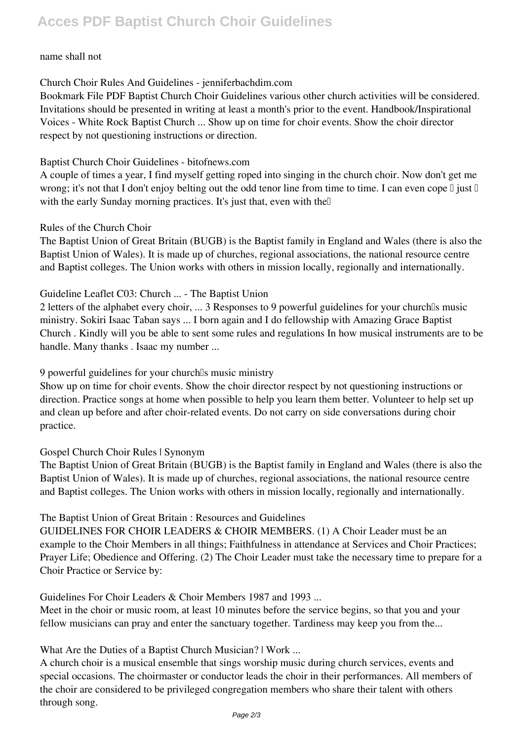name shall not

**Church Choir Rules And Guidelines - jenniferbachdim.com**

Bookmark File PDF Baptist Church Choir Guidelines various other church activities will be considered. Invitations should be presented in writing at least a month's prior to the event. Handbook/Inspirational Voices - White Rock Baptist Church ... Show up on time for choir events. Show the choir director respect by not questioning instructions or direction.

**Baptist Church Choir Guidelines - bitofnews.com**

A couple of times a year, I find myself getting roped into singing in the church choir. Now don't get me wrong; it's not that I don't enjoy belting out the odd tenor line from time to time. I can even cope – just – with the early Sunday morning practices. It's just that, even with the…

**Rules of the Church Choir**

The Baptist Union of Great Britain (BUGB) is the Baptist family in England and Wales (there is also the Baptist Union of Wales). It is made up of churches, regional associations, the national resource centre and Baptist colleges. The Union works with others in mission locally, regionally and internationally.

**Guideline Leaflet C03: Church ... - The Baptist Union**

2 letters of the alphabet every choir, ... 3 Responses to 9 powerful guidelines for your church's music ministry. Sokiri Isaac Taban says ... I born again and I do fellowship with Amazing Grace Baptist Church . Kindly will you be able to sent some rules and regulations In how musical instruments are to be handle. Many thanks . Isaac my number ...

**9 powerful guidelines for your church's music ministry**

Show up on time for choir events. Show the choir director respect by not questioning instructions or direction. Practice songs at home when possible to help you learn them better. Volunteer to help set up and clean up before and after choir-related events. Do not carry on side conversations during choir practice.

**Gospel Church Choir Rules | Synonym**

The Baptist Union of Great Britain (BUGB) is the Baptist family in England and Wales (there is also the Baptist Union of Wales). It is made up of churches, regional associations, the national resource centre and Baptist colleges. The Union works with others in mission locally, regionally and internationally.

**The Baptist Union of Great Britain : Resources and Guidelines**

GUIDELINES FOR CHOIR LEADERS & CHOIR MEMBERS. (1) A Choir Leader must be an example to the Choir Members in all things; Faithfulness in attendance at Services and Choir Practices; Prayer Life; Obedience and Offering. (2) The Choir Leader must take the necessary time to prepare for a Choir Practice or Service by:

**Guidelines For Choir Leaders & Choir Members 1987 and 1993 ...**

Meet in the choir or music room, at least 10 minutes before the service begins, so that you and your fellow musicians can pray and enter the sanctuary together. Tardiness may keep you from the...

**What Are the Duties of a Baptist Church Musician? | Work ...**

A church choir is a musical ensemble that sings worship music during church services, events and special occasions. The choirmaster or conductor leads the choir in their performances. All members of the choir are considered to be privileged congregation members who share their talent with others through song.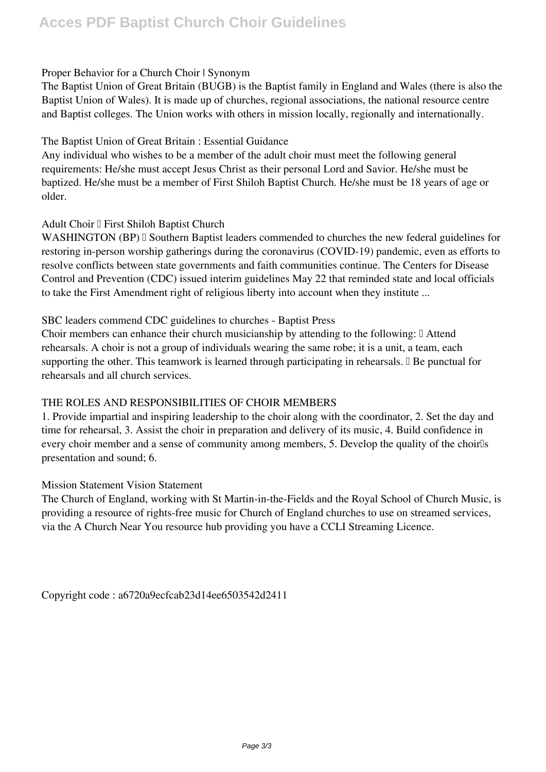Proper Behavior for a Church Choir | Synonym

The Baptist Union of Great Britain (BUGB) is the Baptist family in England and Wales (there is also the Baptist Union of Wales). It is made up of churches, regional associations, the national resource centre and Baptist colleges. The Union works with others in mission locally, regionally and internationally.

The Baptist Union of Great Britain : Essential Guidance

Any individual who wishes to be a member of the adult choir must meet the following general requirements: He/she must accept Jesus Christ as their personal Lord and Savior. He/she must be baptized. He/she must be a member of First Shiloh Baptist Church. He/she must be 18 years of age or older.

Adult Choir – First Shiloh Baptist Church

WASHINGTON (BP) – Southern Baptist leaders commended to churches the new federal guidelines for restoring in-person worship gatherings during the coronavirus (COVID-19) pandemic, even as efforts to resolve conflicts between state governments and faith communities continue. The Centers for Disease Control and Prevention (CDC) issued interim guidelines May 22 that reminded state and local officials to take the First Amendment right of religious liberty into account when they institute ...

SBC leaders commend CDC guidelines to churches - Baptist Press

Choir members can enhance their church musicianship by attending to the following: • Attend rehearsals. A choir is not a group of individuals wearing the same robe; it is a unit, a team, each supporting the other. This teamwork is learned through participating in rehearsals. • Be punctual for rehearsals and all church services.

THE ROLES AND RESPONSIBILITIES OF CHOIR MEMBERS

1. Provide impartial and inspiring leadership to the choir along with the coordinator, 2. Set the day and time for rehearsal, 3. Assist the choir in preparation and delivery of its music, 4. Build confidence in every choir member and a sense of community among members, 5. Develop the quality of the choir's presentation and sound; 6.

Mission Statement Vision Statement

The Church of England, working with St Martin-in-the-Fields and the Royal School of Church Music, is providing a resource of rights-free music for Church of England churches to use on streamed services, via the A Church Near You resource hub providing you have a CCLI Streaming Licence.

Copyright code : a6720a9ecfcab23d14ee6503542d2411